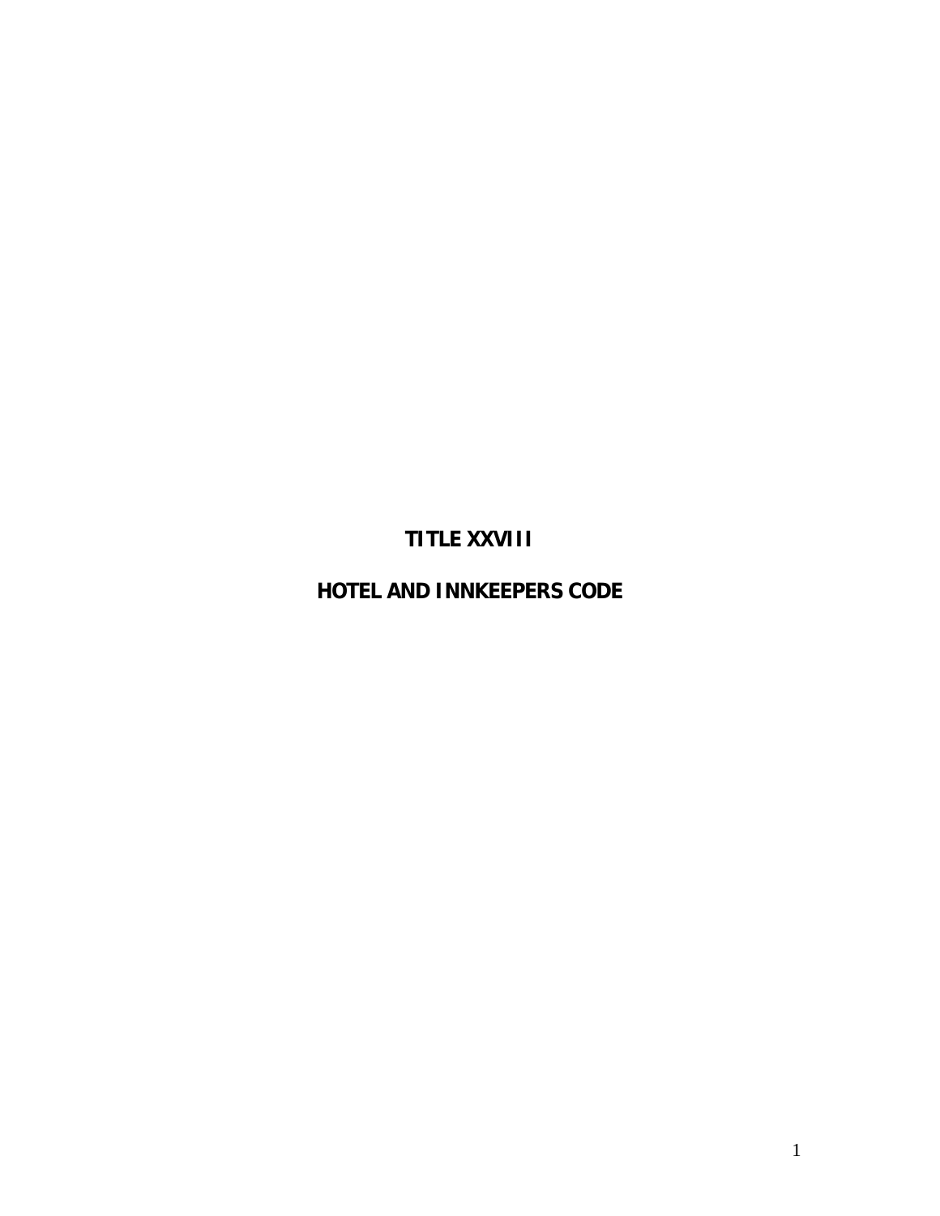# TITLE XXVIII

# HOTEL AND INNKEEPERS CODE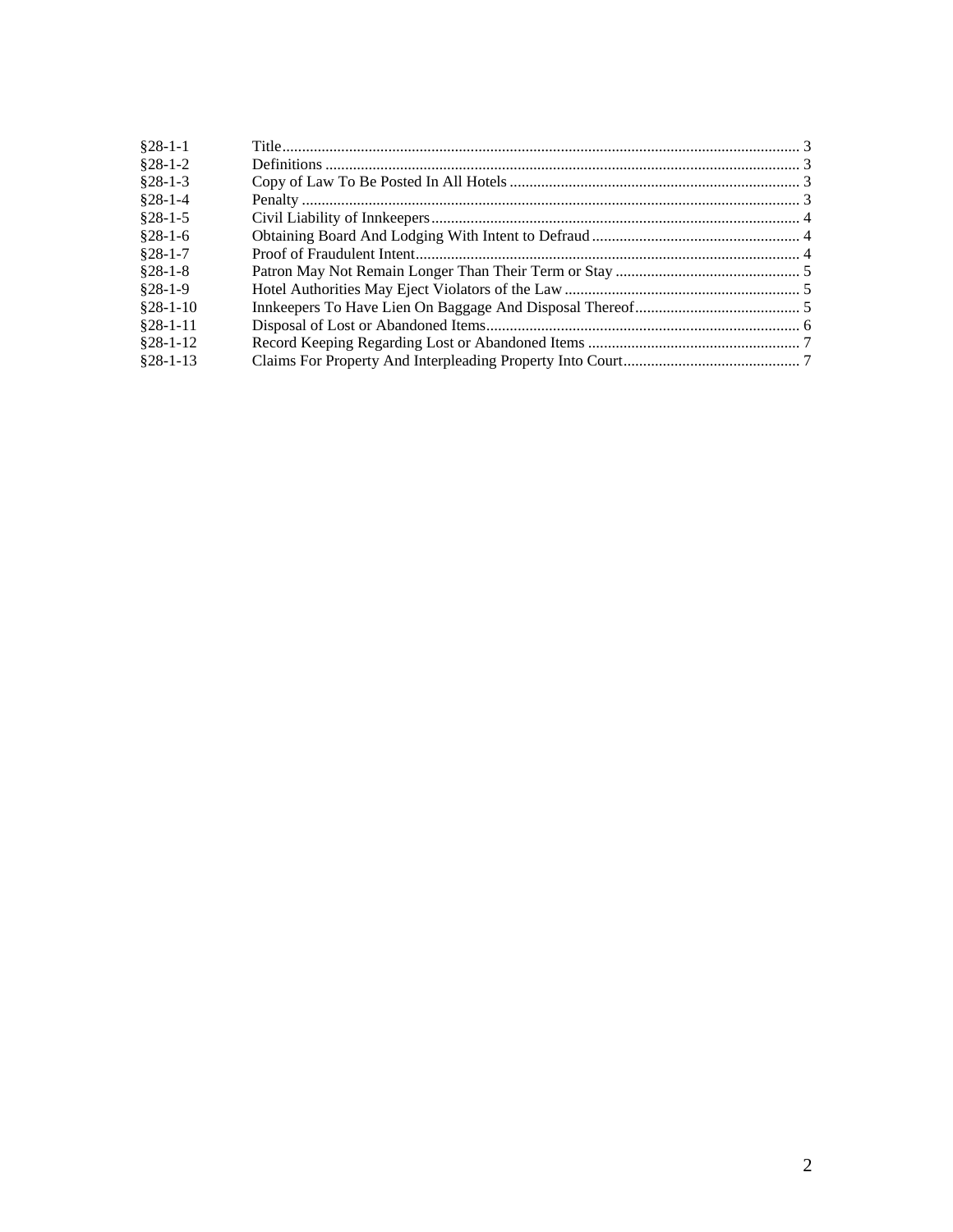| | | |
|---|---|---|
| §28-1-1 | Title | 3 |
| §28-1-2 | Definitions | 3 |
| §28-1-3 | Copy of Law To Be Posted In All Hotels | 3 |
| §28-1-4 | Penalty | 3 |
| §28-1-5 | Civil Liability of Innkeepers | 4 |
| §28-1-6 | Obtaining Board And Lodging With Intent to Defraud | 4 |
| §28-1-7 | Proof of Fraudulent Intent | 4 |
| §28-1-8 | Patron May Not Remain Longer Than Their Term or Stay | 5 |
| §28-1-9 | Hotel Authorities May Eject Violators of the Law | 5 |
| §28-1-10 | Innkeepers To Have Lien On Baggage And Disposal Thereof | 5 |
| §28-1-11 | Disposal of Lost or Abandoned Items | 6 |
| §28-1-12 | Record Keeping Regarding Lost or Abandoned Items | 7 |
| §28-1-13 | Claims For Property And Interpleading Property Into Court | 7 |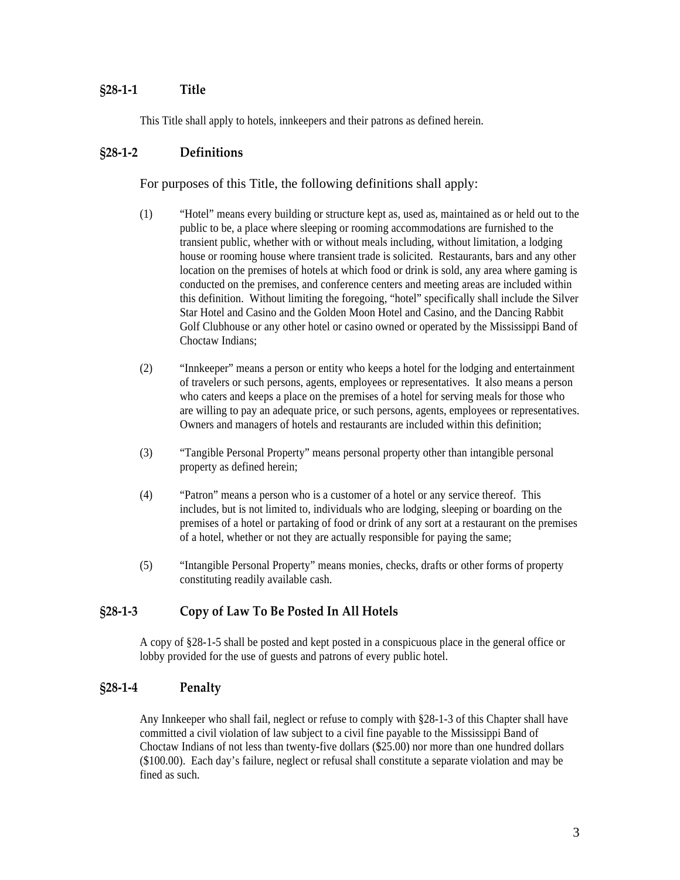### §28-1-1 Title

This Title shall apply to hotels, innkeepers and their patrons as defined herein.

### §28-1-2 Definitions

For purposes of this Title, the following definitions shall apply:

(1) "Hotel" means every building or structure kept as, used as, maintained as or held out to the public to be, a place where sleeping or rooming accommodations are furnished to the transient public, whether with or without meals including, without limitation, a lodging house or rooming house where transient trade is solicited. Restaurants, bars and any other location on the premises of hotels at which food or drink is sold, any area where gaming is conducted on the premises, and conference centers and meeting areas are included within this definition. Without limiting the foregoing, "hotel" specifically shall include the Silver Star Hotel and Casino and the Golden Moon Hotel and Casino, and the Dancing Rabbit Golf Clubhouse or any other hotel or casino owned or operated by the Mississippi Band of Choctaw Indians;

(2) "Innkeeper" means a person or entity who keeps a hotel for the lodging and entertainment of travelers or such persons, agents, employees or representatives. It also means a person who caters and keeps a place on the premises of a hotel for serving meals for those who are willing to pay an adequate price, or such persons, agents, employees or representatives. Owners and managers of hotels and restaurants are included within this definition;

(3) "Tangible Personal Property" means personal property other than intangible personal property as defined herein;

(4) "Patron" means a person who is a customer of a hotel or any service thereof. This includes, but is not limited to, individuals who are lodging, sleeping or boarding on the premises of a hotel or partaking of food or drink of any sort at a restaurant on the premises of a hotel, whether or not they are actually responsible for paying the same;

(5) "Intangible Personal Property" means monies, checks, drafts or other forms of property constituting readily available cash.

### §28-1-3 Copy of Law To Be Posted In All Hotels

A copy of §28-1-5 shall be posted and kept posted in a conspicuous place in the general office or lobby provided for the use of guests and patrons of every public hotel.

### §28-1-4 Penalty

Any Innkeeper who shall fail, neglect or refuse to comply with §28-1-3 of this Chapter shall have committed a civil violation of law subject to a civil fine payable to the Mississippi Band of Choctaw Indians of not less than twenty-five dollars ($25.00) nor more than one hundred dollars ($100.00). Each day's failure, neglect or refusal shall constitute a separate violation and may be fined as such.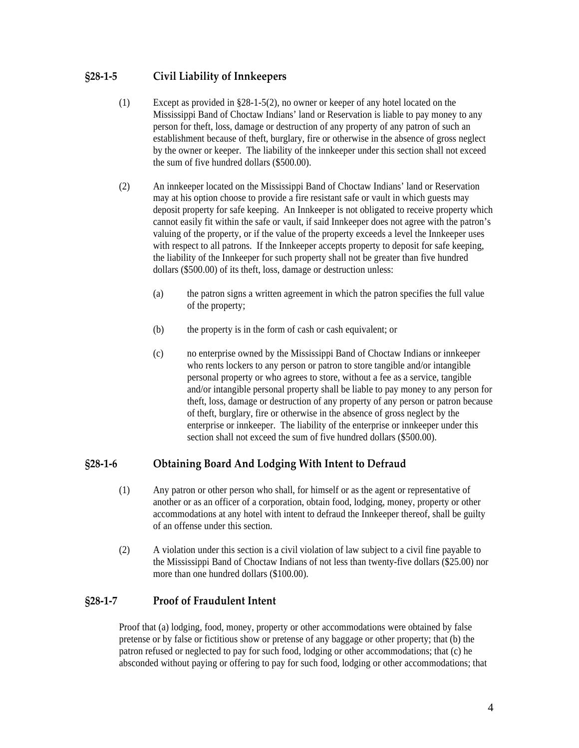## §28-1-5 Civil Liability of Innkeepers

(1) Except as provided in §28-1-5(2), no owner or keeper of any hotel located on the Mississippi Band of Choctaw Indians' land or Reservation is liable to pay money to any person for theft, loss, damage or destruction of any property of any patron of such an establishment because of theft, burglary, fire or otherwise in the absence of gross neglect by the owner or keeper. The liability of the innkeeper under this section shall not exceed the sum of five hundred dollars ($500.00).

(2) An innkeeper located on the Mississippi Band of Choctaw Indians' land or Reservation may at his option choose to provide a fire resistant safe or vault in which guests may deposit property for safe keeping. An Innkeeper is not obligated to receive property which cannot easily fit within the safe or vault, if said Innkeeper does not agree with the patron's valuing of the property, or if the value of the property exceeds a level the Innkeeper uses with respect to all patrons. If the Innkeeper accepts property to deposit for safe keeping, the liability of the Innkeeper for such property shall not be greater than five hundred dollars ($500.00) of its theft, loss, damage or destruction unless:

(a) the patron signs a written agreement in which the patron specifies the full value of the property;

(b) the property is in the form of cash or cash equivalent; or

(c) no enterprise owned by the Mississippi Band of Choctaw Indians or innkeeper who rents lockers to any person or patron to store tangible and/or intangible personal property or who agrees to store, without a fee as a service, tangible and/or intangible personal property shall be liable to pay money to any person for theft, loss, damage or destruction of any property of any person or patron because of theft, burglary, fire or otherwise in the absence of gross neglect by the enterprise or innkeeper. The liability of the enterprise or innkeeper under this section shall not exceed the sum of five hundred dollars ($500.00).

## §28-1-6 Obtaining Board And Lodging With Intent to Defraud

(1) Any patron or other person who shall, for himself or as the agent or representative of another or as an officer of a corporation, obtain food, lodging, money, property or other accommodations at any hotel with intent to defraud the Innkeeper thereof, shall be guilty of an offense under this section.

(2) A violation under this section is a civil violation of law subject to a civil fine payable to the Mississippi Band of Choctaw Indians of not less than twenty-five dollars ($25.00) nor more than one hundred dollars ($100.00).

## §28-1-7 Proof of Fraudulent Intent

Proof that (a) lodging, food, money, property or other accommodations were obtained by false pretense or by false or fictitious show or pretense of any baggage or other property; that (b) the patron refused or neglected to pay for such food, lodging or other accommodations; that (c) he absconded without paying or offering to pay for such food, lodging or other accommodations; that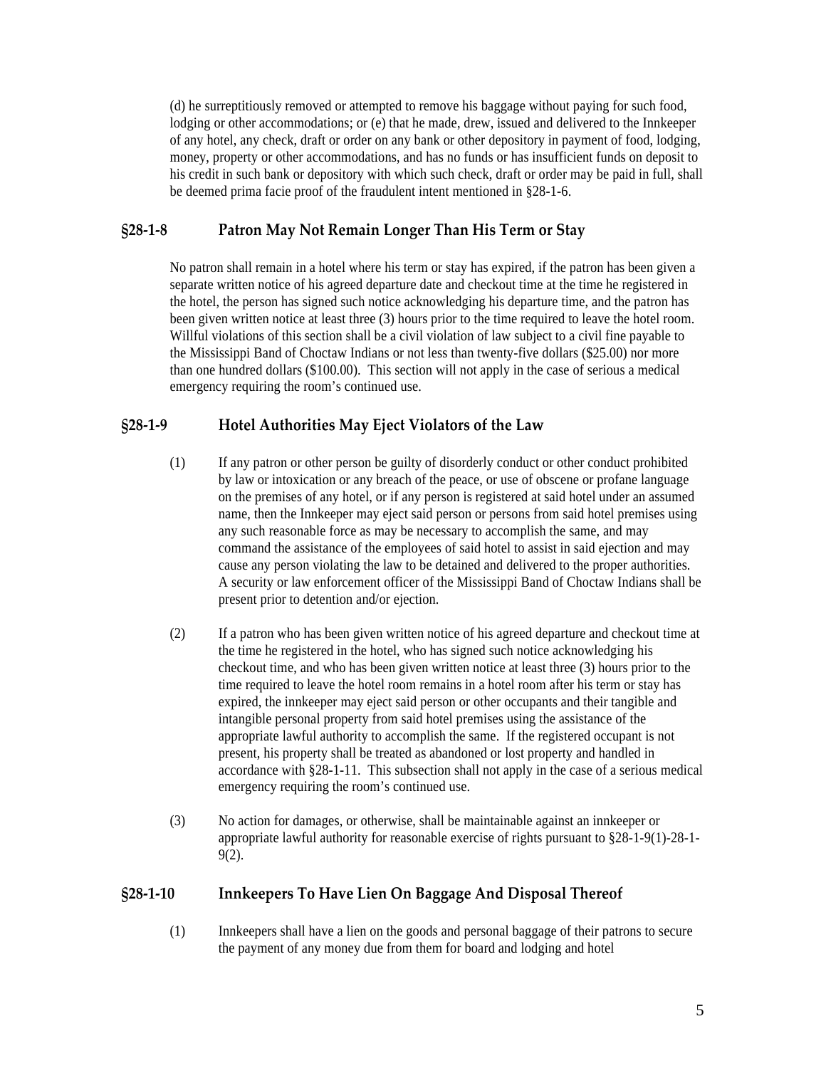(d) he surreptitiously removed or attempted to remove his baggage without paying for such food, lodging or other accommodations; or (e) that he made, drew, issued and delivered to the Innkeeper of any hotel, any check, draft or order on any bank or other depository in payment of food, lodging, money, property or other accommodations, and has no funds or has insufficient funds on deposit to his credit in such bank or depository with which such check, draft or order may be paid in full, shall be deemed prima facie proof of the fraudulent intent mentioned in §28-1-6.

## §28-1-8 Patron May Not Remain Longer Than His Term or Stay

No patron shall remain in a hotel where his term or stay has expired, if the patron has been given a separate written notice of his agreed departure date and checkout time at the time he registered in the hotel, the person has signed such notice acknowledging his departure time, and the patron has been given written notice at least three (3) hours prior to the time required to leave the hotel room. Willful violations of this section shall be a civil violation of law subject to a civil fine payable to the Mississippi Band of Choctaw Indians or not less than twenty-five dollars ($25.00) nor more than one hundred dollars ($100.00). This section will not apply in the case of serious a medical emergency requiring the room's continued use.

## §28-1-9 Hotel Authorities May Eject Violators of the Law

(1) If any patron or other person be guilty of disorderly conduct or other conduct prohibited by law or intoxication or any breach of the peace, or use of obscene or profane language on the premises of any hotel, or if any person is registered at said hotel under an assumed name, then the Innkeeper may eject said person or persons from said hotel premises using any such reasonable force as may be necessary to accomplish the same, and may command the assistance of the employees of said hotel to assist in said ejection and may cause any person violating the law to be detained and delivered to the proper authorities. A security or law enforcement officer of the Mississippi Band of Choctaw Indians shall be present prior to detention and/or ejection.

(2) If a patron who has been given written notice of his agreed departure and checkout time at the time he registered in the hotel, who has signed such notice acknowledging his checkout time, and who has been given written notice at least three (3) hours prior to the time required to leave the hotel room remains in a hotel room after his term or stay has expired, the innkeeper may eject said person or other occupants and their tangible and intangible personal property from said hotel premises using the assistance of the appropriate lawful authority to accomplish the same. If the registered occupant is not present, his property shall be treated as abandoned or lost property and handled in accordance with §28-1-11. This subsection shall not apply in the case of a serious medical emergency requiring the room's continued use.

(3) No action for damages, or otherwise, shall be maintainable against an innkeeper or appropriate lawful authority for reasonable exercise of rights pursuant to §28-1-9(1)-28-1-9(2).

## §28-1-10 Innkeepers To Have Lien On Baggage And Disposal Thereof

(1) Innkeepers shall have a lien on the goods and personal baggage of their patrons to secure the payment of any money due from them for board and lodging and hotel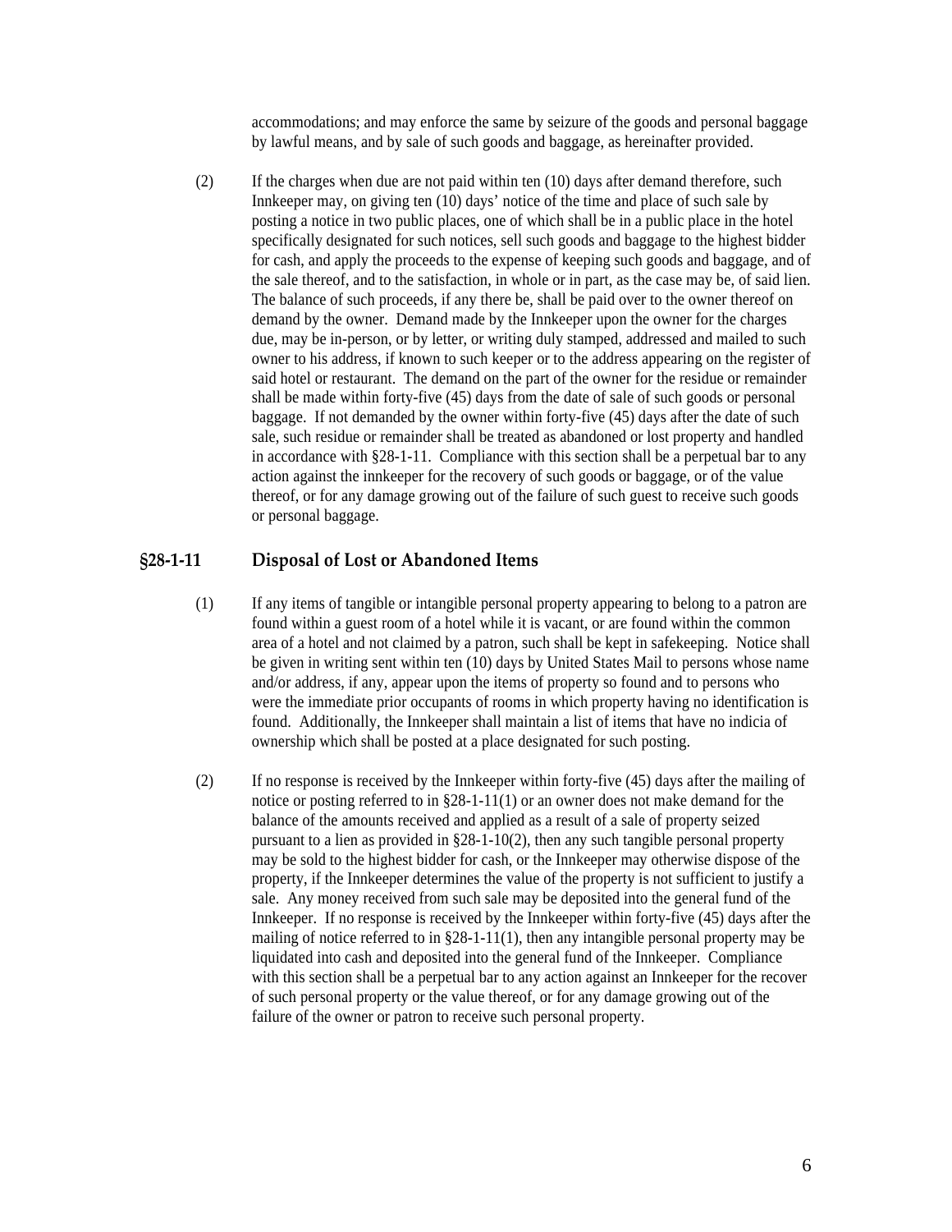accommodations; and may enforce the same by seizure of the goods and personal baggage by lawful means, and by sale of such goods and baggage, as hereinafter provided.

(2) If the charges when due are not paid within ten (10) days after demand therefore, such Innkeeper may, on giving ten (10) days' notice of the time and place of such sale by posting a notice in two public places, one of which shall be in a public place in the hotel specifically designated for such notices, sell such goods and baggage to the highest bidder for cash, and apply the proceeds to the expense of keeping such goods and baggage, and of the sale thereof, and to the satisfaction, in whole or in part, as the case may be, of said lien. The balance of such proceeds, if any there be, shall be paid over to the owner thereof on demand by the owner. Demand made by the Innkeeper upon the owner for the charges due, may be in-person, or by letter, or writing duly stamped, addressed and mailed to such owner to his address, if known to such keeper or to the address appearing on the register of said hotel or restaurant. The demand on the part of the owner for the residue or remainder shall be made within forty-five (45) days from the date of sale of such goods or personal baggage. If not demanded by the owner within forty-five (45) days after the date of such sale, such residue or remainder shall be treated as abandoned or lost property and handled in accordance with §28-1-11. Compliance with this section shall be a perpetual bar to any action against the innkeeper for the recovery of such goods or baggage, or of the value thereof, or for any damage growing out of the failure of such guest to receive such goods or personal baggage.

## §28-1-11 Disposal of Lost or Abandoned Items

(1) If any items of tangible or intangible personal property appearing to belong to a patron are found within a guest room of a hotel while it is vacant, or are found within the common area of a hotel and not claimed by a patron, such shall be kept in safekeeping. Notice shall be given in writing sent within ten (10) days by United States Mail to persons whose name and/or address, if any, appear upon the items of property so found and to persons who were the immediate prior occupants of rooms in which property having no identification is found. Additionally, the Innkeeper shall maintain a list of items that have no indicia of ownership which shall be posted at a place designated for such posting.

(2) If no response is received by the Innkeeper within forty-five (45) days after the mailing of notice or posting referred to in §28-1-11(1) or an owner does not make demand for the balance of the amounts received and applied as a result of a sale of property seized pursuant to a lien as provided in §28-1-10(2), then any such tangible personal property may be sold to the highest bidder for cash, or the Innkeeper may otherwise dispose of the property, if the Innkeeper determines the value of the property is not sufficient to justify a sale. Any money received from such sale may be deposited into the general fund of the Innkeeper. If no response is received by the Innkeeper within forty-five (45) days after the mailing of notice referred to in §28-1-11(1), then any intangible personal property may be liquidated into cash and deposited into the general fund of the Innkeeper. Compliance with this section shall be a perpetual bar to any action against an Innkeeper for the recover of such personal property or the value thereof, or for any damage growing out of the failure of the owner or patron to receive such personal property.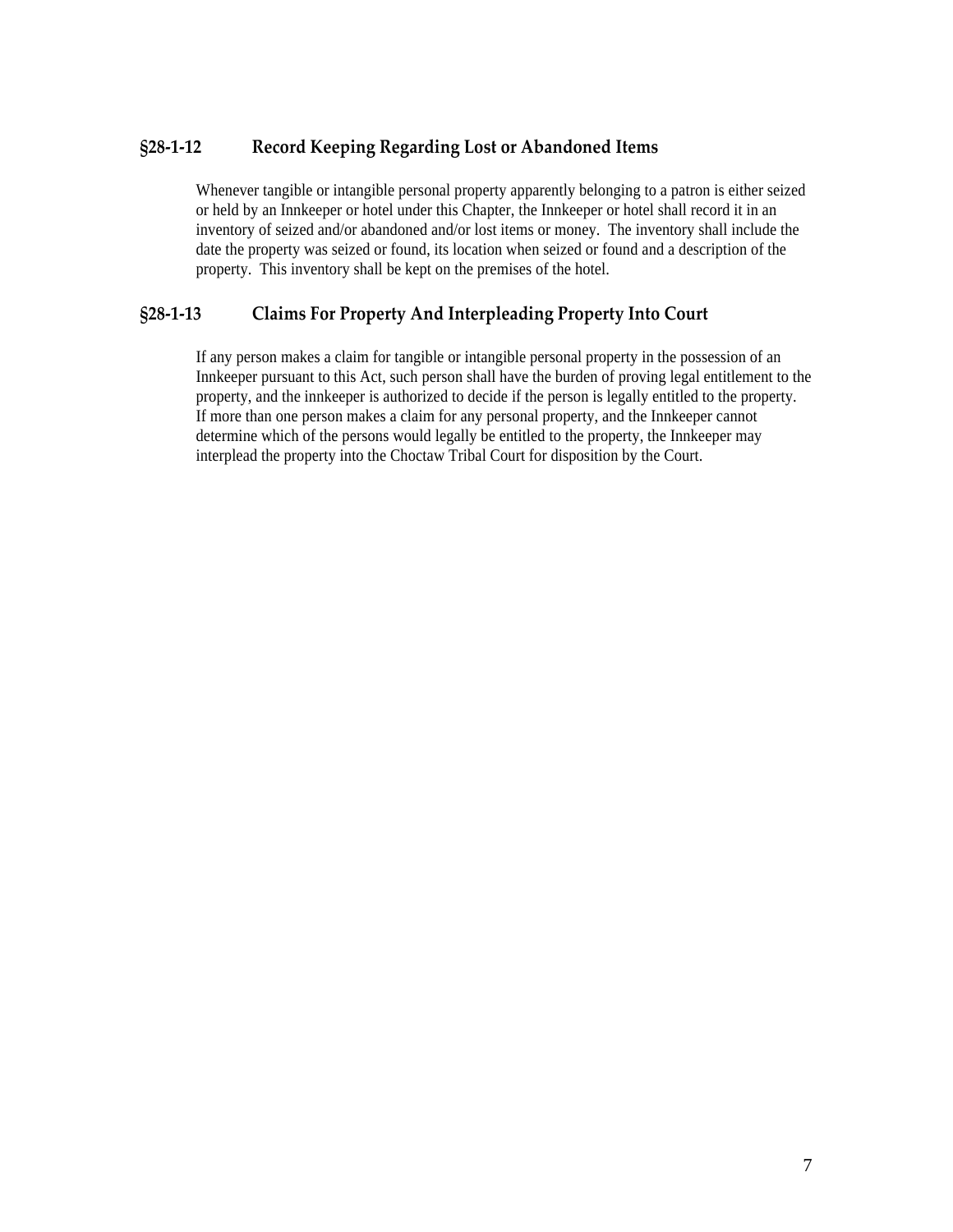### §28-1-12 Record Keeping Regarding Lost or Abandoned Items

Whenever tangible or intangible personal property apparently belonging to a patron is either seized or held by an Innkeeper or hotel under this Chapter, the Innkeeper or hotel shall record it in an inventory of seized and/or abandoned and/or lost items or money. The inventory shall include the date the property was seized or found, its location when seized or found and a description of the property. This inventory shall be kept on the premises of the hotel.

### §28-1-13 Claims For Property And Interpleading Property Into Court

If any person makes a claim for tangible or intangible personal property in the possession of an Innkeeper pursuant to this Act, such person shall have the burden of proving legal entitlement to the property, and the innkeeper is authorized to decide if the person is legally entitled to the property. If more than one person makes a claim for any personal property, and the Innkeeper cannot determine which of the persons would legally be entitled to the property, the Innkeeper may interplead the property into the Choctaw Tribal Court for disposition by the Court.